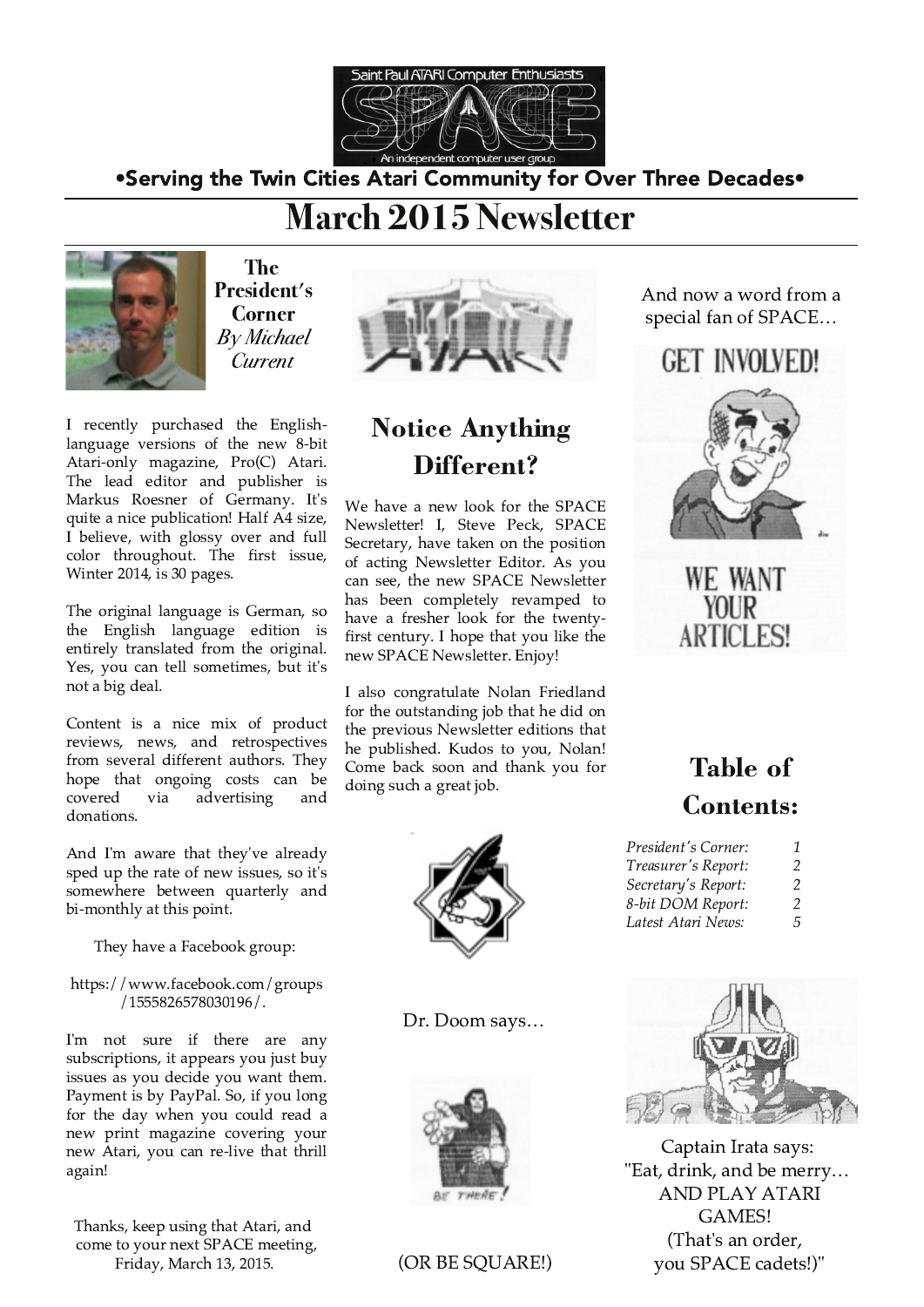Saint Paul ATARI Computer Enthusiasts

SPACE

An independent computer user group

•Serving the Twin Cities Atari Community for Over Three Decades•

# March 2015 Newsletter

## The President's Corner

*By Michael Current*

I recently purchased the English-language versions of the new 8-bit Atari-only magazine, Pro(C) Atari. The lead editor and publisher is Markus Roesner of Germany. It's quite a nice publication! Half A4 size, I believe, with glossy over and full color throughout. The first issue, Winter 2014, is 30 pages.

The original language is German, so the English language edition is entirely translated from the original. Yes, you can tell sometimes, but it's not a big deal.

Content is a nice mix of product reviews, news, and retrospectives from several different authors. They hope that ongoing costs can be covered via advertising and donations.

And I'm aware that they've already sped up the rate of new issues, so it's somewhere between quarterly and bi-monthly at this point.

They have a Facebook group:

https://www.facebook.com/groups/1555826578030196/.

I'm not sure if there are any subscriptions, it appears you just buy issues as you decide you want them. Payment is by PayPal. So, if you long for the day when you could read a new print magazine covering your new Atari, you can re-live that thrill again!

Thanks, keep using that Atari, and come to your next SPACE meeting, Friday, March 13, 2015.

## Notice Anything Different?

We have a new look for the SPACE Newsletter! I, Steve Peck, SPACE Secretary, have taken on the position of acting Newsletter Editor. As you can see, the new SPACE Newsletter has been completely revamped to have a fresher look for the twenty-first century. I hope that you like the new SPACE Newsletter. Enjoy!

I also congratulate Nolan Friedland for the outstanding job that he did on the previous Newsletter editions that he published. Kudos to you, Nolan! Come back soon and thank you for doing such a great job.

Dr. Doom says…

(OR BE SQUARE!)

And now a word from a special fan of SPACE…

## Table of Contents:

| | |
|---|---|
| *President's Corner:* | 1 |
| *Treasurer's Report:* | 2 |
| *Secretary's Report:* | 2 |
| *8-bit DOM Report:* | 2 |
| *Latest Atari News:* | 5 |

Captain Irata says:
"Eat, drink, and be merry… AND PLAY ATARI GAMES! (That's an order, you SPACE cadets!)"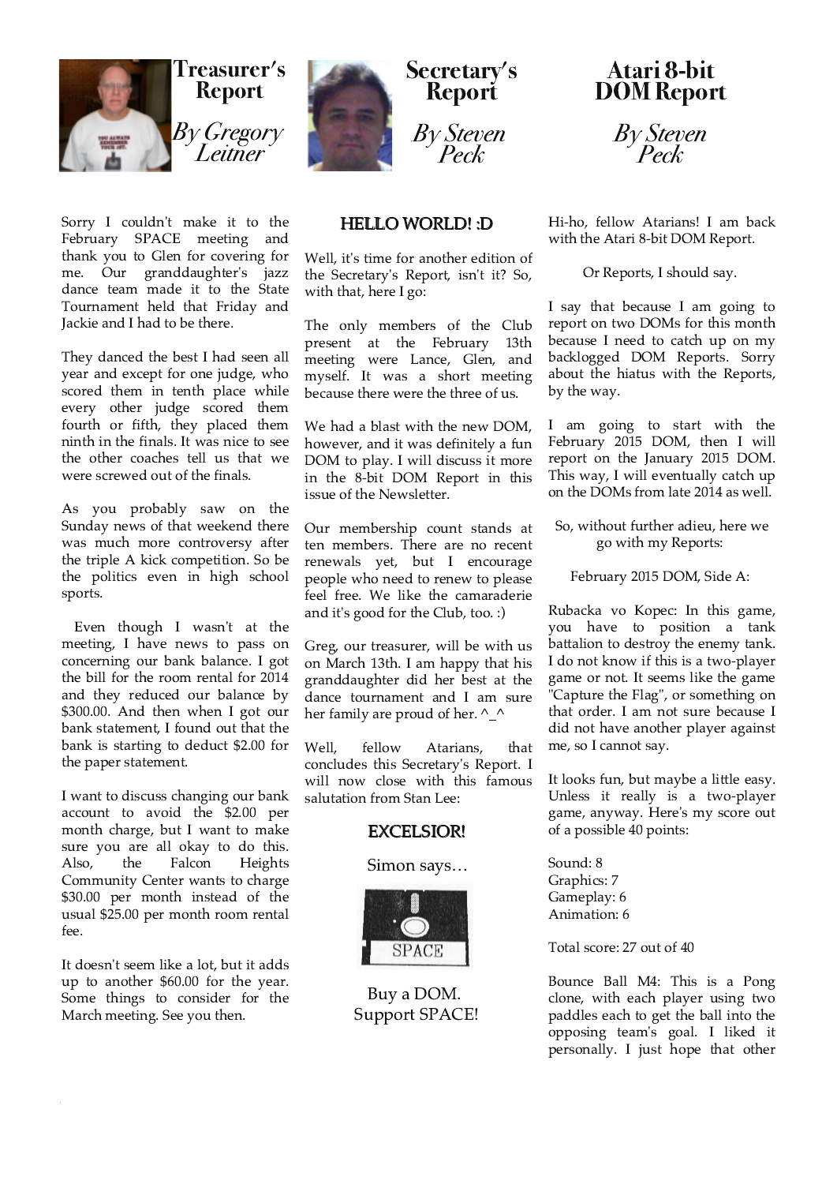# Treasurer's Report

*By Gregory Leitner*

Sorry I couldn't make it to the February SPACE meeting and thank you to Glen for covering for me. Our granddaughter's jazz dance team made it to the State Tournament held that Friday and Jackie and I had to be there.

They danced the best I had seen all year and except for one judge, who scored them in tenth place while every other judge scored them fourth or fifth, they placed ninth in the finals. It was nice to see the other coaches tell us that we were screwed out of the finals.

As you probably saw on the Sunday news of that weekend there was much more controversy after the triple A kick competition. So be the politics even in high school sports.

Even though I wasn't at the meeting, I have news to pass on concerning our bank balance. I got the bill for the room rental for 2014 and they reduced our balance by $300.00. And then when I got our bank statement, I found out that the bank is starting to deduct $2.00 for the paper statement.

I want to discuss changing our bank account to avoid the $2.00 per month charge, but I want to make sure you are all okay to do this. Also, the Falcon Heights Community Center wants to charge $30.00 per month instead of the usual $25.00 per month room rental fee.

It doesn't seem like a lot, but it adds up to another $60.00 for the year. Some things to consider for the March meeting. See you then.

# Secretary's Report

*By Steven Peck*

**HELLO WORLD! :D**

Well, it's time for another edition of the Secretary's Report, isn't it? So, with that, here I go:

The only members of the Club present at the February 13th meeting were Lance, Glen, and myself. It was a short meeting because there were the three of us.

We had a blast with the new DOM, however, and it was definitely a fun DOM to play. I will discuss it more in the 8-bit DOM Report in this issue of the Newsletter.

Our membership count stands at ten members. There are no recent renewals yet, but I encourage people who need to renew to please feel free. We like the camaraderie and it's good for the Club, too. :)

Greg, our treasurer, will be with us on March 13th. I am happy that his granddaughter did her best at the dance tournament and I am sure her family are proud of her. ^_^

Well, fellow Atarians, that concludes this Secretary's Report. I will now close with this famous salutation from Stan Lee:

**EXCELSIOR!**

Simon says…

Buy a DOM.
Support SPACE!

# Atari 8-bit DOM Report

*By Steven Peck*

Hi-ho, fellow Atarians! I am back with the Atari 8-bit DOM Report.

Or Reports, I should say.

I say that because I am going to report on two DOMs for this month because I need to catch up on my backlogged DOM Reports. Sorry about the hiatus with the Reports, by the way.

I am going to start with the February 2015 DOM, then I will report on the January 2015 DOM. This way, I will eventually catch up on the DOMs from late 2014 as well.

So, without further adieu, here we go with my Reports:

February 2015 DOM, Side A:

Rubacka vo Kopec: In this game, you have to position a tank battalion to destroy the enemy tank. I do not know if this is a two-player game or not. It seems like the game "Capture the Flag", or something on that order. I am not sure because I did not have another player against me, so I cannot say.

It looks fun, but maybe a little easy. Unless it really is a two-player game, anyway. Here's my score out of a possible 40 points:

Sound: 8
Graphics: 7
Gameplay: 6
Animation: 6

Total score: 27 out of 40

Bounce Ball M4: This is a Pong clone, with each player using two paddles each to get the ball into the opposing team's goal. I liked it personally. I just hope that other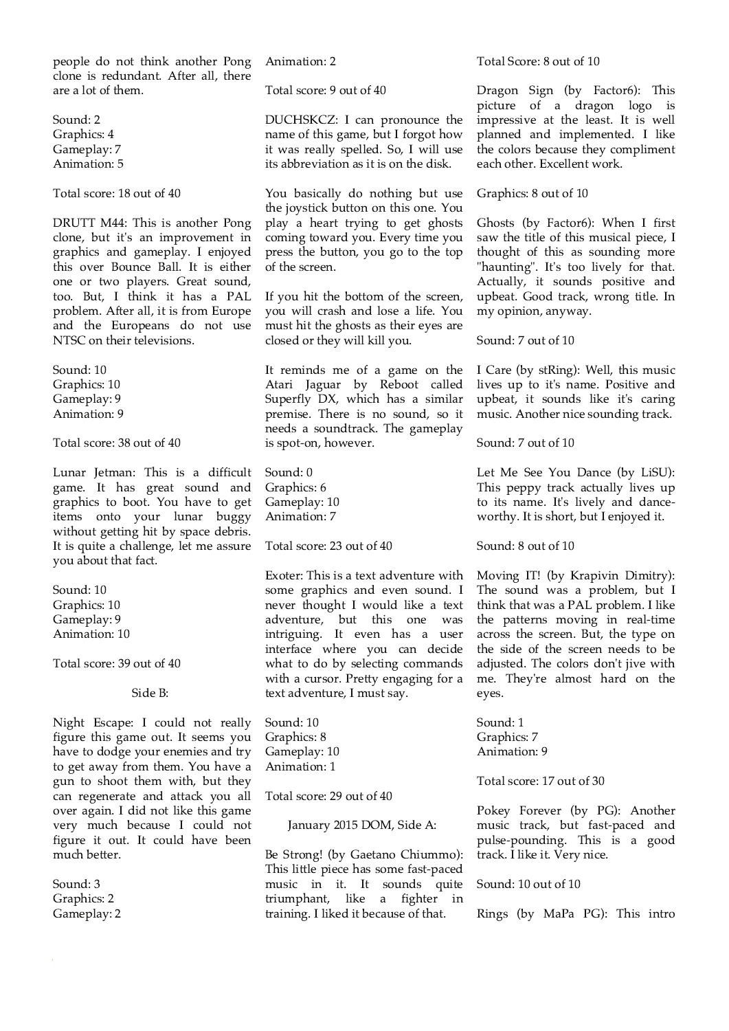people do not think another Pong clone is redundant. After all, there are a lot of them.

Sound: 2
Graphics: 4
Gameplay: 7
Animation: 5

Total score: 18 out of 40

DRUTT M44: This is another Pong clone, but it's an improvement in graphics and gameplay. I enjoyed this over Bounce Ball. It is either one or two players. Great sound, too. But, I think it has a PAL problem. After all, it is from Europe and the Europeans do not use NTSC on their televisions.

Sound: 10
Graphics: 10
Gameplay: 9
Animation: 9

Total score: 38 out of 40

Lunar Jetman: This is a difficult game. It has great sound and graphics to boot. You have to get items onto your lunar buggy without getting hit by space debris. It is quite a challenge, let me assure you about that fact.

Sound: 10
Graphics: 10
Gameplay: 9
Animation: 10

Total score: 39 out of 40

Side B:

Night Escape: I could not really figure this game out. It seems you have to dodge your enemies and try to get away from them. You have a gun to shoot them with, but they can regenerate and attack you all over again. I did not like this game very much because I could not figure it out. It could have been much better.

Sound: 3
Graphics: 2
Gameplay: 2
Animation: 2

Total score: 9 out of 40

DUCHSKCZ: I can pronounce the name of this game, but I forgot how it was really spelled. So, I will use its abbreviation as it is on the disk.

You basically do nothing but use the joystick button on this one. You play a heart trying to get ghosts coming toward you. Every time you press the button, you go to the top of the screen.

If you hit the bottom of the screen, you will crash and lose a life. You must hit the ghosts as their eyes are closed or they will kill you.

It reminds me of a game on the Atari Jaguar by Reboot called Superfly DX, which has a similar premise. There is no sound, so it needs a soundtrack. The gameplay is spot-on, however.

Sound: 0
Graphics: 6
Gameplay: 10
Animation: 7

Total score: 23 out of 40

Exoter: This is a text adventure with some graphics and even sound. I never thought I would like a text adventure, but this one was intriguing. It even has a user interface where you can decide what to do by selecting commands with a cursor. Pretty engaging for a text adventure, I must say.

Sound: 10
Graphics: 8
Gameplay: 10
Animation: 1

Total score: 29 out of 40

January 2015 DOM, Side A:

Be Strong! (by Gaetano Chiummo): This little piece has some fast-paced music in it. It sounds quite triumphant, like a fighter in training. I liked it because of that.

Total Score: 8 out of 10

Dragon Sign (by Factor6): This picture of a dragon logo is impressive at the least. It is well planned and implemented. I like the colors because they compliment each other. Excellent work.

Graphics: 8 out of 10

Ghosts (by Factor6): When I first saw the title of this musical piece, I thought of this as sounding more "haunting". It's too lively for that. Actually, it sounds positive and upbeat. Good track, wrong title. In my opinion, anyway.

Sound: 7 out of 10

I Care (by stRing): Well, this music lives up to it's name. Positive and upbeat, it sounds like it's caring music. Another nice sounding track.

Sound: 7 out of 10

Let Me See You Dance (by LiSU): This peppy track actually lives up to its name. It's lively and dance-worthy. It is short, but I enjoyed it.

Sound: 8 out of 10

Moving IT! (by Krapivin Dimitry): The sound was a problem, but I think that was a PAL problem. I like the patterns moving in real-time across the screen. But, the type on the side of the screen needs to be adjusted. The colors don't jive with me. They're almost hard on the eyes.

Sound: 1
Graphics: 7
Animation: 9

Total score: 17 out of 30

Pokey Forever (by PG): Another music track, but fast-paced and pulse-pounding. This is a good track. I like it. Very nice.

Sound: 10 out of 10

Rings (by MaPa PG): This intro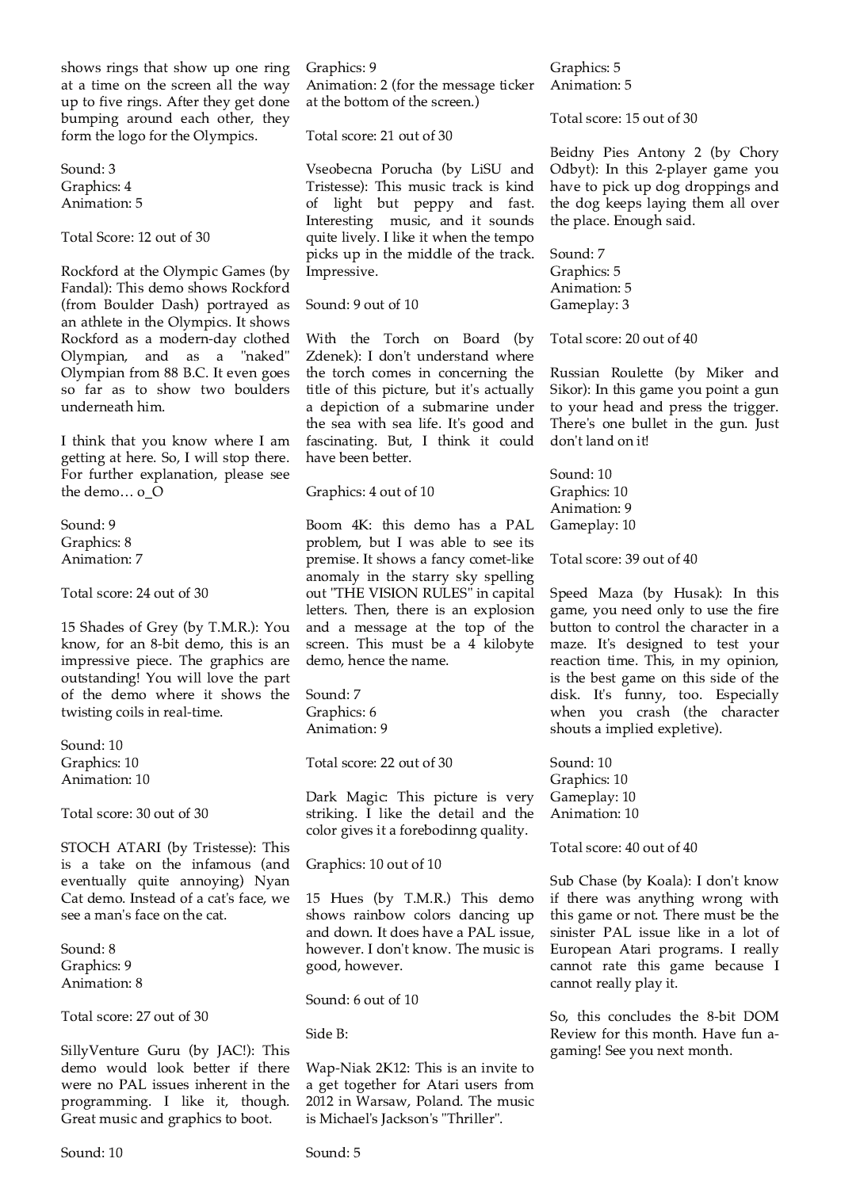shows rings that show up one ring at a time on the screen all the way up to five rings. After they get done bumping around each other, they form the logo for the Olympics.

Sound: 3
Graphics: 4
Animation: 5

Total Score: 12 out of 30

Rockford at the Olympic Games (by Fandal): This demo shows Rockford (from Boulder Dash) portrayed as an athlete in the Olympics. It shows Rockford as a modern-day clothed Olympian, and as a "naked" Olympian from 88 B.C. It even goes so far as to show two boulders underneath him.

I think that you know where I am getting at here. So, I will stop there. For further explanation, please see the demo… o_O

Sound: 9
Graphics: 8
Animation: 7

Total score: 24 out of 30

15 Shades of Grey (by T.M.R.): You know, for an 8-bit demo, this is an impressive piece. The graphics are outstanding! You will love the part of the demo where it shows the twisting coils in real-time.

Sound: 10
Graphics: 10
Animation: 10

Total score: 30 out of 30

STOCH ATARI (by Tristesse): This is a take on the infamous (and eventually quite annoying) Nyan Cat demo. Instead of a cat's face, we see a man's face on the cat.

Sound: 8
Graphics: 9
Animation: 8

Total score: 27 out of 30

SillyVenture Guru (by JAC!): This demo would look better if there were no PAL issues inherent in the programming. I like it, though. Great music and graphics to boot.

Sound: 10
Graphics: 9
Animation: 2 (for the message ticker at the bottom of the screen.)

Total score: 21 out of 30

Vseobecna Porucha (by LiSU and Tristesse): This music track is kind of light but peppy and fast. Interesting music, and it sounds quite lively. I like it when the tempo picks up in the middle of the track. Impressive.

Sound: 9 out of 10

With the Torch on Board (by Zdenek): I don't understand where the torch comes in concerning the title of this picture, but it's actually a depiction of a submarine under the sea with sea life. It's good and fascinating. But, I think it could have been better.

Graphics: 4 out of 10

Boom 4K: this demo has a PAL problem, but I was able to see its premise. It shows a fancy comet-like anomaly in the starry sky spelling out "THE VISION RULES" in capital letters. Then, there is an explosion and a message at the top of the screen. This must be a 4 kilobyte demo, hence the name.

Sound: 7
Graphics: 6
Animation: 9

Total score: 22 out of 30

Dark Magic: This picture is very striking. I like the detail and the color gives it a forebodinng quality.

Graphics: 10 out of 10

15 Hues (by T.M.R.) This demo shows rainbow colors dancing up and down. It does have a PAL issue, however. I don't know. The music is good, however.

Sound: 6 out of 10

Side B:

Wap-Niak 2K12: This is an invite to a get together for Atari users from 2012 in Warsaw, Poland. The music is Michael's Jackson's "Thriller".

Sound: 5
Graphics: 5
Animation: 5

Total score: 15 out of 30

Beidny Pies Antony 2 (by Chory Odbyt): In this 2-player game you have to pick up dog droppings and the dog keeps laying them all over the place. Enough said.

Sound: 7
Graphics: 5
Animation: 5
Gameplay: 3

Total score: 20 out of 40

Russian Roulette (by Miker and Sikor): In this game you point a gun to your head and press the trigger. There's one bullet in the gun. Just don't land on it!

Sound: 10
Graphics: 10
Animation: 9
Gameplay: 10

Total score: 39 out of 40

Speed Maza (by Husak): In this game, you need only to use the fire button to control the character in a maze. It's designed to test your reaction time. This, in my opinion, is the best game on this side of the disk. It's funny, too. Especially when you crash (the character shouts a implied expletive).

Sound: 10
Graphics: 10
Gameplay: 10
Animation: 10

Total score: 40 out of 40

Sub Chase (by Koala): I don't know if there was anything wrong with this game or not. There must be the sinister PAL issue like in a lot of European Atari programs. I really cannot rate this game because I cannot really play it.

So, this concludes the 8-bit DOM Review for this month. Have fun a-gaming! See you next month.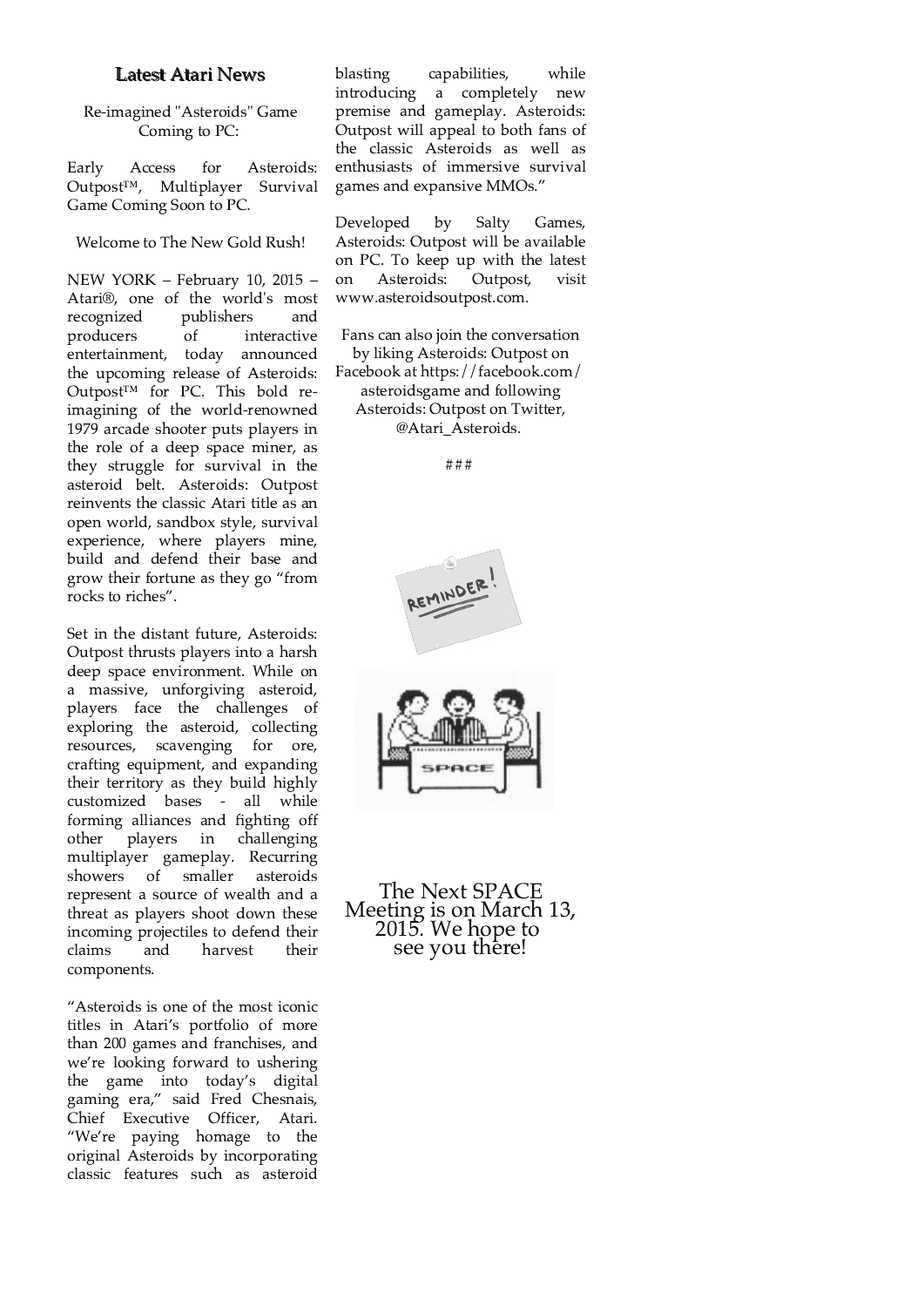## Latest Atari News

Re-imagined "Asteroids" Game Coming to PC:

Early Access for Asteroids: Outpost™, Multiplayer Survival Game Coming Soon to PC.

Welcome to The New Gold Rush!

NEW YORK – February 10, 2015 – Atari®, one of the world's most recognized publishers and producers of interactive entertainment, today announced the upcoming release of Asteroids: Outpost™ for PC. This bold re-imagining of the world-renowned 1979 arcade shooter puts players in the role of a deep space miner, as they struggle for survival in the asteroid belt. Asteroids: Outpost reinvents the classic Atari title as an open world, sandbox style, survival experience, where players mine, build and defend their base and grow their fortune as they go "from rocks to riches".

Set in the distant future, Asteroids: Outpost thrusts players into a harsh deep space environment. While on a massive, unforgiving asteroid, players face the challenges of exploring the asteroid, collecting resources, scavenging for ore, crafting equipment, and expanding their territory as they build highly customized bases - all while forming alliances and fighting off other players in challenging multiplayer gameplay. Recurring showers of smaller asteroids represent a source of wealth and a threat as players shoot down these incoming projectiles to defend their claims and harvest their components.

"Asteroids is one of the most iconic titles in Atari's portfolio of more than 200 games and franchises, and we're looking forward to ushering the game into today's digital gaming era," said Fred Chesnais, Chief Executive Officer, Atari. "We're paying homage to the original Asteroids by incorporating classic features such as asteroid blasting capabilities, while introducing a completely new premise and gameplay. Asteroids: Outpost will appeal to both fans of the classic Asteroids as well as enthusiasts of immersive survival games and expansive MMOs."

Developed by Salty Games, Asteroids: Outpost will be available on PC. To keep up with the latest on Asteroids: Outpost, visit www.asteroidsoutpost.com.

Fans can also join the conversation by liking Asteroids: Outpost on Facebook at https://facebook.com/asteroidsgame and following Asteroids: Outpost on Twitter, @Atari_Asteroids.

###

REMINDER!

SPACE

The Next SPACE Meeting is on March 13, 2015. We hope to see you there!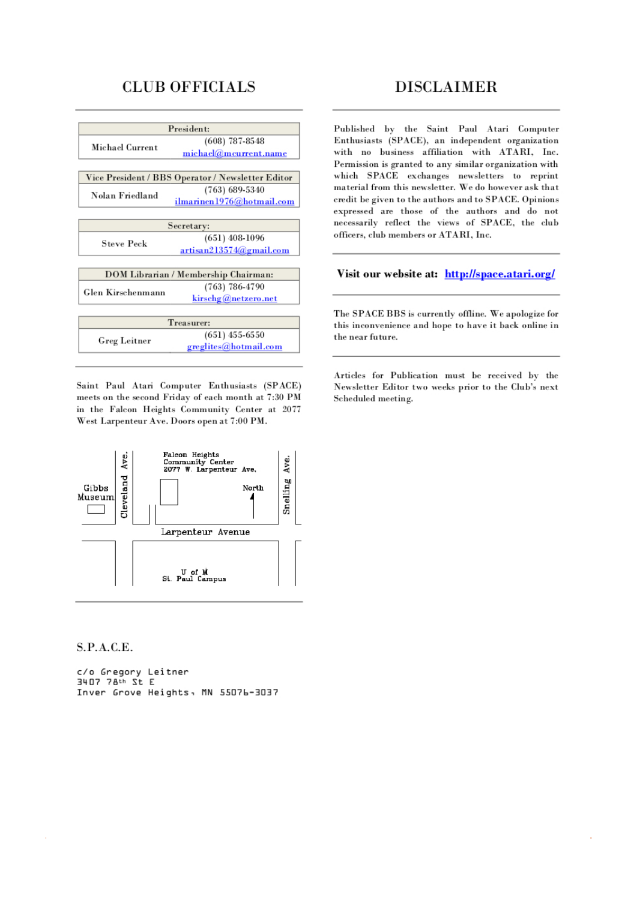## CLUB OFFICIALS

| President: | |
|---|---|
| Michael Current | (608) 787-8548<br>michael@mcurrent.name |

| Vice President / BBS Operator / Newsletter Editor | |
|---|---|
| Nolan Friedland | (763) 689-5340<br>ilmarinen1976@hotmail.com |

| Secretary: | |
|---|---|
| Steve Peck | (651) 408-1096<br>artisan213574@gmail.com |

| DOM Librarian / Membership Chairman: | |
|---|---|
| Glen Kirschenmann | (763) 786-4790<br>kirschg@netzero.net |

| Treasurer: | |
|---|---|
| Greg Leitner | (651) 455-6550<br>greglites@hotmail.com |

Saint Paul Atari Computer Enthusiasts (SPACE) meets on the second Friday of each month at 7:30 PM in the Falcon Heights Community Center at 2077 West Larpenteur Ave. Doors open at 7:00 PM.

Falcon Heights Community Center
2077 W. Larpenteur Ave.
North
Gibbs Museum
Cleveland Ave.
Snelling Ave.
Larpenteur Avenue
U of M
St. Paul Campus

S.P.A.C.E.

c/o Gregory Leitner
3407 78th St E
Inver Grove Heights, MN 55076-3037

## DISCLAIMER

Published by the Saint Paul Atari Computer Enthusiasts (SPACE), an independent organization with no business affiliation with ATARI, Inc. Permission is granted to any similar organization with which SPACE exchanges newsletters to reprint material from this newsletter. We do however ask that credit be given to the authors and to SPACE. Opinions expressed are those of the authors and do not necessarily reflect the views of SPACE, the club officers, club members or ATARI, Inc.

**Visit our website at: http://space.atari.org/**

The SPACE BBS is currently offline. We apologize for this inconvenience and hope to have it back online in the near future.

Articles for Publication must be received by the Newsletter Editor two weeks prior to the Club's next Scheduled meeting.